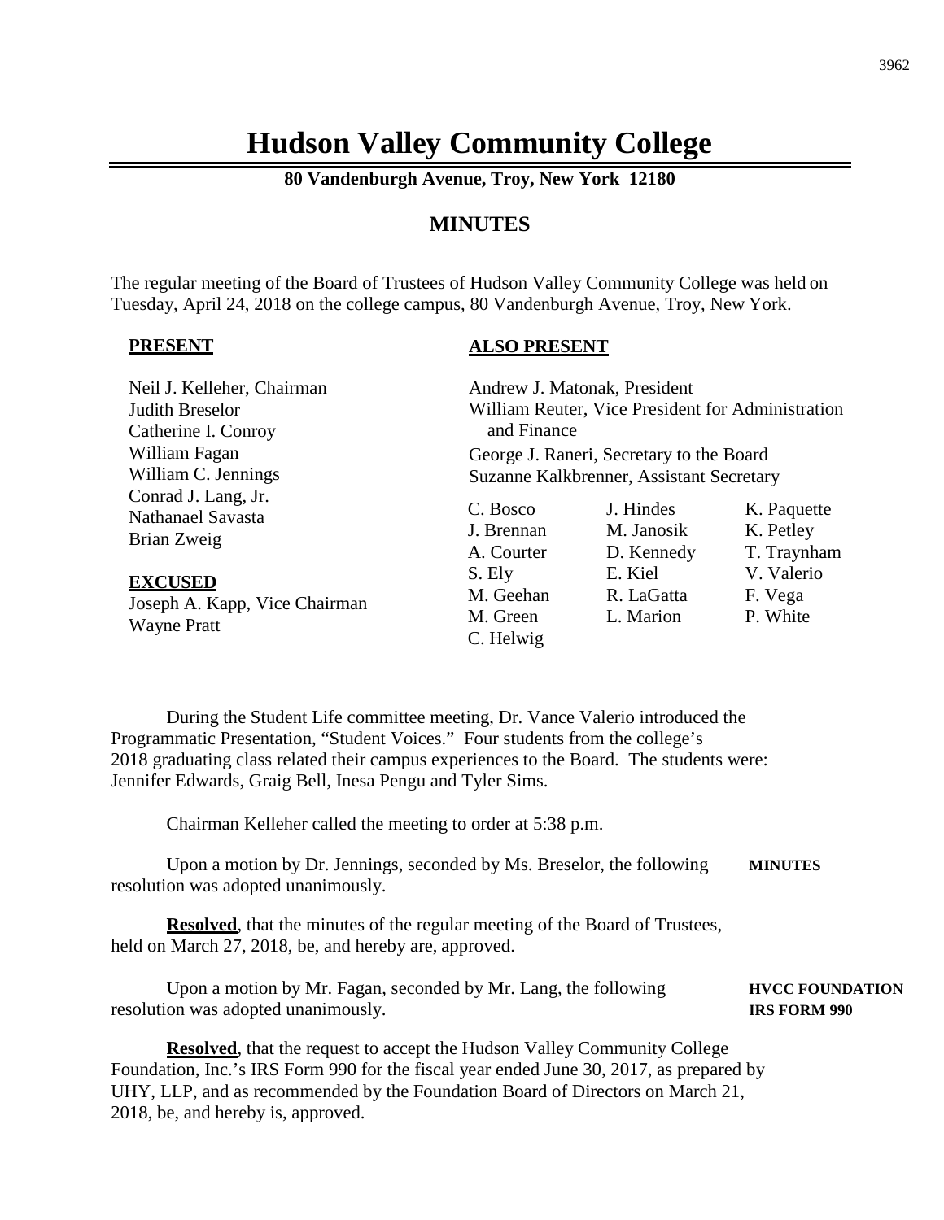# Hudson Valley Community College

**80 Vandenburgh Avenue, Troy, New York 12180**

## MINUTES

The regular meeting of the Board of Trustees of Hudson Valley Community College was held on Tuesday, April 24, 2018 on the college campus, 80 Vandenburgh Avenue, Troy, New York.

**PRESENT**

Neil J. Kelleher, Chairman
Judith Breselor
Catherine I. Conroy
William Fagan
William C. Jennings
Conrad J. Lang, Jr.
Nathanael Savasta
Brian Zweig

**EXCUSED**

Joseph A. Kapp, Vice Chairman
Wayne Pratt

**ALSO PRESENT**

Andrew J. Matonak, President
William Reuter, Vice President for Administration and Finance
George J. Raneri, Secretary to the Board
Suzanne Kalkbrenner, Assistant Secretary

| | | |
|---|---|---|
| C. Bosco | J. Hindes | K. Paquette |
| J. Brennan | M. Janosik | K. Petley |
| A. Courter | D. Kennedy | T. Traynham |
| S. Ely | E. Kiel | V. Valerio |
| M. Geehan | R. LaGatta | F. Vega |
| M. Green | L. Marion | P. White |
| C. Helwig | | |

During the Student Life committee meeting, Dr. Vance Valerio introduced the Programmatic Presentation, "Student Voices." Four students from the college's 2018 graduating class related their campus experiences to the Board. The students were: Jennifer Edwards, Graig Bell, Inesa Pengu and Tyler Sims.

Chairman Kelleher called the meeting to order at 5:38 p.m.

**MINUTES**

Upon a motion by Dr. Jennings, seconded by Ms. Breselor, the following resolution was adopted unanimously.

**Resolved**, that the minutes of the regular meeting of the Board of Trustees, held on March 27, 2018, be, and hereby are, approved.

**HVCC FOUNDATION IRS FORM 990**

Upon a motion by Mr. Fagan, seconded by Mr. Lang, the following resolution was adopted unanimously.

**Resolved**, that the request to accept the Hudson Valley Community College Foundation, Inc.'s IRS Form 990 for the fiscal year ended June 30, 2017, as prepared by UHY, LLP, and as recommended by the Foundation Board of Directors on March 21, 2018, be, and hereby is, approved.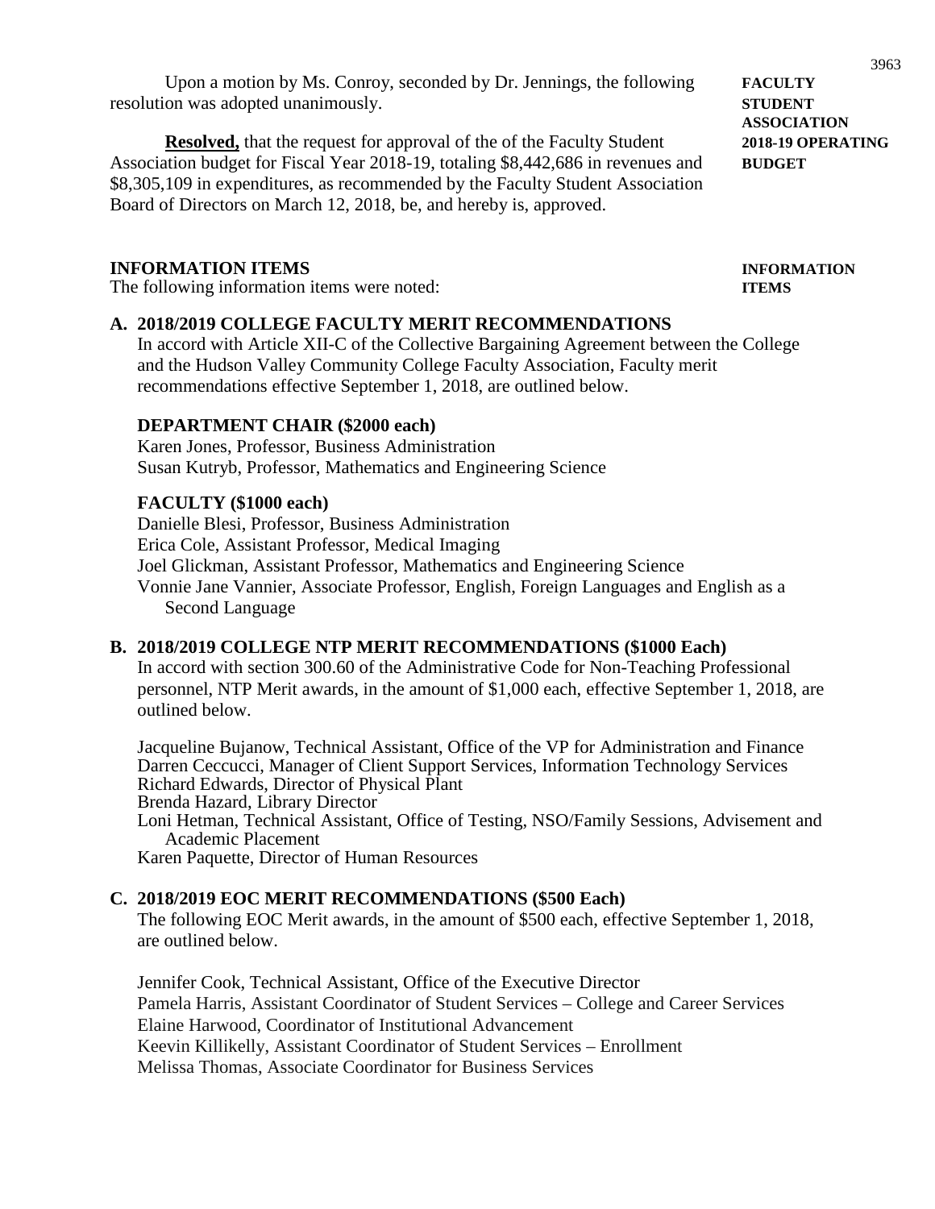Upon a motion by Ms. Conroy, seconded by Dr. Jennings, the following resolution was adopted unanimously.

**FACULTY STUDENT ASSOCIATION 2018-19 OPERATING BUDGET**

**Resolved,** that the request for approval of the of the Faculty Student Association budget for Fiscal Year 2018-19, totaling $8,442,686 in revenues and $8,305,109 in expenditures, as recommended by the Faculty Student Association Board of Directors on March 12, 2018, be, and hereby is, approved.

## INFORMATION ITEMS

**INFORMATION ITEMS**

The following information items were noted:

### A. 2018/2019 COLLEGE FACULTY MERIT RECOMMENDATIONS

In accord with Article XII-C of the Collective Bargaining Agreement between the College and the Hudson Valley Community College Faculty Association, Faculty merit recommendations effective September 1, 2018, are outlined below.

**DEPARTMENT CHAIR ($2000 each)**

Karen Jones, Professor, Business Administration
Susan Kutryb, Professor, Mathematics and Engineering Science

**FACULTY ($1000 each)**

Danielle Blesi, Professor, Business Administration
Erica Cole, Assistant Professor, Medical Imaging
Joel Glickman, Assistant Professor, Mathematics and Engineering Science
Vonnie Jane Vannier, Associate Professor, English, Foreign Languages and English as a Second Language

### B. 2018/2019 COLLEGE NTP MERIT RECOMMENDATIONS ($1000 Each)

In accord with section 300.60 of the Administrative Code for Non-Teaching Professional personnel, NTP Merit awards, in the amount of $1,000 each, effective September 1, 2018, are outlined below.

Jacqueline Bujanow, Technical Assistant, Office of the VP for Administration and Finance
Darren Ceccucci, Manager of Client Support Services, Information Technology Services
Richard Edwards, Director of Physical Plant
Brenda Hazard, Library Director
Loni Hetman, Technical Assistant, Office of Testing, NSO/Family Sessions, Advisement and Academic Placement
Karen Paquette, Director of Human Resources

### C. 2018/2019 EOC MERIT RECOMMENDATIONS ($500 Each)

The following EOC Merit awards, in the amount of $500 each, effective September 1, 2018, are outlined below.

Jennifer Cook, Technical Assistant, Office of the Executive Director
Pamela Harris, Assistant Coordinator of Student Services – College and Career Services
Elaine Harwood, Coordinator of Institutional Advancement
Keevin Killikelly, Assistant Coordinator of Student Services – Enrollment
Melissa Thomas, Associate Coordinator for Business Services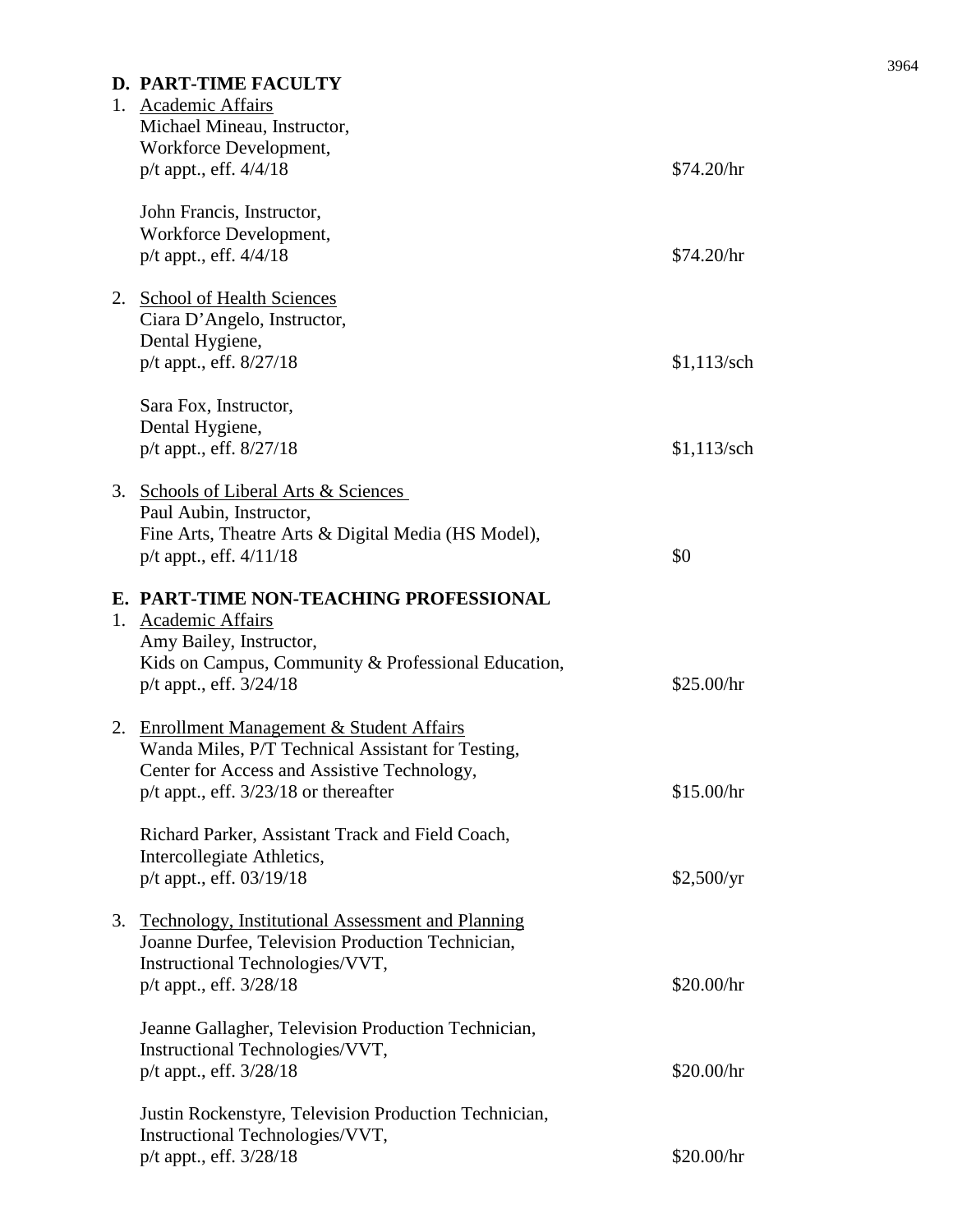### D. PART-TIME FACULTY

1. Academic Affairs

| | |
|---|---|
| Michael Mineau, Instructor, Workforce Development, p/t appt., eff. 4/4/18 | $74.20/hr |
| John Francis, Instructor, Workforce Development, p/t appt., eff. 4/4/18 | $74.20/hr |

2. School of Health Sciences

| | |
|---|---|
| Ciara D'Angelo, Instructor, Dental Hygiene, p/t appt., eff. 8/27/18 | $1,113/sch |
| Sara Fox, Instructor, Dental Hygiene, p/t appt., eff. 8/27/18 | $1,113/sch |

3. Schools of Liberal Arts & Sciences

| | |
|---|---|
| Paul Aubin, Instructor, Fine Arts, Theatre Arts & Digital Media (HS Model), p/t appt., eff. 4/11/18 | $0 |

### E. PART-TIME NON-TEACHING PROFESSIONAL

1. Academic Affairs

| | |
|---|---|
| Amy Bailey, Instructor, Kids on Campus, Community & Professional Education, p/t appt., eff. 3/24/18 | $25.00/hr |

2. Enrollment Management & Student Affairs

| | |
|---|---|
| Wanda Miles, P/T Technical Assistant for Testing, Center for Access and Assistive Technology, p/t appt., eff. 3/23/18 or thereafter | $15.00/hr |
| Richard Parker, Assistant Track and Field Coach, Intercollegiate Athletics, p/t appt., eff. 03/19/18 | $2,500/yr |

3. Technology, Institutional Assessment and Planning

| | |
|---|---|
| Joanne Durfee, Television Production Technician, Instructional Technologies/VVT, p/t appt., eff. 3/28/18 | $20.00/hr |
| Jeanne Gallagher, Television Production Technician, Instructional Technologies/VVT, p/t appt., eff. 3/28/18 | $20.00/hr |
| Justin Rockenstyre, Television Production Technician, Instructional Technologies/VVT, p/t appt., eff. 3/28/18 | $20.00/hr |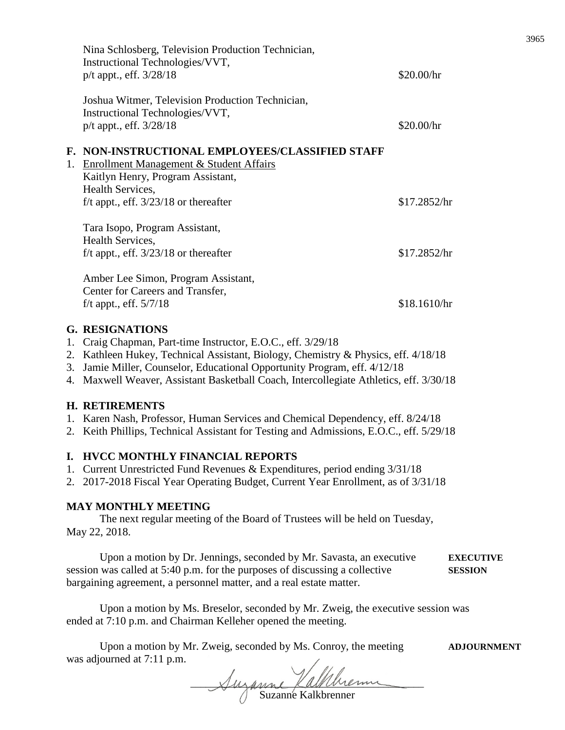Nina Schlosberg, Television Production Technician,
Instructional Technologies/VVT,
p/t appt., eff. 3/28/18 — $20.00/hr

Joshua Witmer, Television Production Technician,
Instructional Technologies/VVT,
p/t appt., eff. 3/28/18 — $20.00/hr

**F. NON-INSTRUCTIONAL EMPLOYEES/CLASSIFIED STAFF**

1. Enrollment Management & Student Affairs

Kaitlyn Henry, Program Assistant,
Health Services,
f/t appt., eff. 3/23/18 or thereafter — $17.2852/hr

Tara Isopo, Program Assistant,
Health Services,
f/t appt., eff. 3/23/18 or thereafter — $17.2852/hr

Amber Lee Simon, Program Assistant,
Center for Careers and Transfer,
f/t appt., eff. 5/7/18 — $18.1610/hr

**G. RESIGNATIONS**

1. Craig Chapman, Part-time Instructor, E.O.C., eff. 3/29/18
2. Kathleen Hukey, Technical Assistant, Biology, Chemistry & Physics, eff. 4/18/18
3. Jamie Miller, Counselor, Educational Opportunity Program, eff. 4/12/18
4. Maxwell Weaver, Assistant Basketball Coach, Intercollegiate Athletics, eff. 3/30/18

**H. RETIREMENTS**

1. Karen Nash, Professor, Human Services and Chemical Dependency, eff. 8/24/18
2. Keith Phillips, Technical Assistant for Testing and Admissions, E.O.C., eff. 5/29/18

**I. HVCC MONTHLY FINANCIAL REPORTS**

1. Current Unrestricted Fund Revenues & Expenditures, period ending 3/31/18
2. 2017-2018 Fiscal Year Operating Budget, Current Year Enrollment, as of 3/31/18

**MAY MONTHLY MEETING**

The next regular meeting of the Board of Trustees will be held on Tuesday, May 22, 2018.

**EXECUTIVE SESSION**

Upon a motion by Dr. Jennings, seconded by Mr. Savasta, an executive session was called at 5:40 p.m. for the purposes of discussing a collective bargaining agreement, a personnel matter, and a real estate matter.

Upon a motion by Ms. Breselor, seconded by Mr. Zweig, the executive session was ended at 7:10 p.m. and Chairman Kelleher opened the meeting.

**ADJOURNMENT**

Upon a motion by Mr. Zweig, seconded by Ms. Conroy, the meeting was adjourned at 7:11 p.m.

Suzanne Kalkbrenner